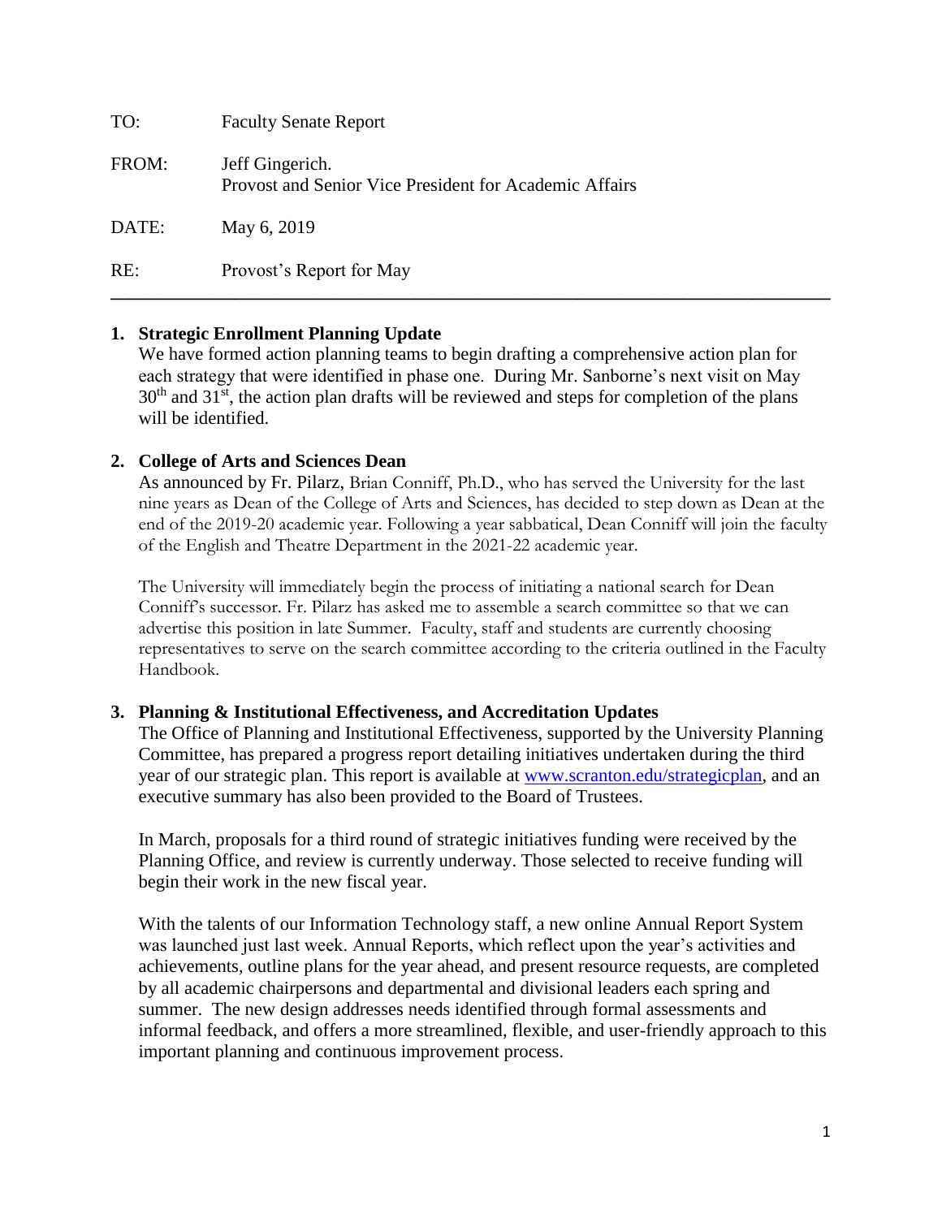| | |
|---|---|
| TO: | Faculty Senate Report |
| FROM: | Jeff Gingerich.<br>Provost and Senior Vice President for Academic Affairs |
| DATE: | May 6, 2019 |
| RE: | Provost's Report for May |

---

1. **Strategic Enrollment Planning Update**
   We have formed action planning teams to begin drafting a comprehensive action plan for each strategy that were identified in phase one. During Mr. Sanborne's next visit on May 30th and 31st, the action plan drafts will be reviewed and steps for completion of the plans will be identified.

2. **College of Arts and Sciences Dean**
   As announced by Fr. Pilarz, Brian Conniff, Ph.D., who has served the University for the last nine years as Dean of the College of Arts and Sciences, has decided to step down as Dean at the end of the 2019-20 academic year. Following a year sabbatical, Dean Conniff will join the faculty of the English and Theatre Department in the 2021-22 academic year.

   The University will immediately begin the process of initiating a national search for Dean Conniff's successor. Fr. Pilarz has asked me to assemble a search committee so that we can advertise this position in late Summer. Faculty, staff and students are currently choosing representatives to serve on the search committee according to the criteria outlined in the Faculty Handbook.

3. **Planning & Institutional Effectiveness, and Accreditation Updates**
   The Office of Planning and Institutional Effectiveness, supported by the University Planning Committee, has prepared a progress report detailing initiatives undertaken during the third year of our strategic plan. This report is available at www.scranton.edu/strategicplan, and an executive summary has also been provided to the Board of Trustees.

   In March, proposals for a third round of strategic initiatives funding were received by the Planning Office, and review is currently underway. Those selected to receive funding will begin their work in the new fiscal year.

   With the talents of our Information Technology staff, a new online Annual Report System was launched just last week. Annual Reports, which reflect upon the year's activities and achievements, outline plans for the year ahead, and present resource requests, are completed by all academic chairpersons and departmental and divisional leaders each spring and summer. The new design addresses needs identified through formal assessments and informal feedback, and offers a more streamlined, flexible, and user-friendly approach to this important planning and continuous improvement process.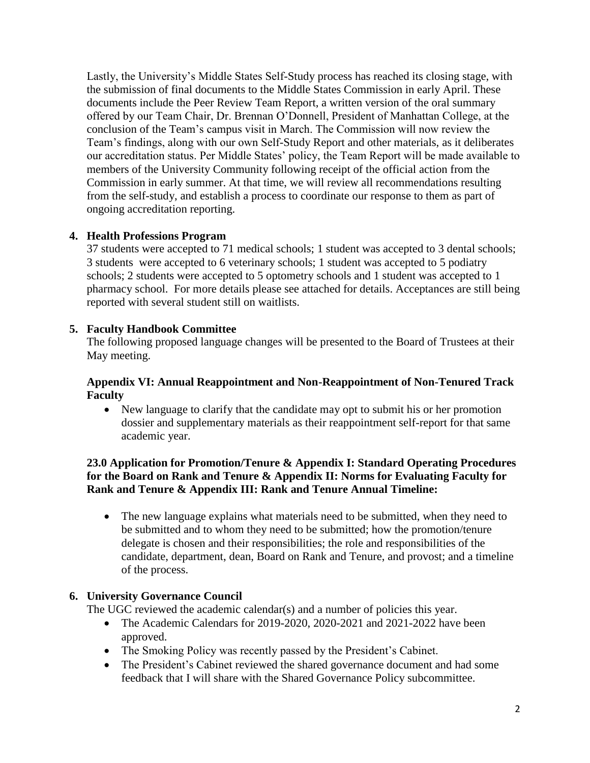Lastly, the University's Middle States Self-Study process has reached its closing stage, with the submission of final documents to the Middle States Commission in early April. These documents include the Peer Review Team Report, a written version of the oral summary offered by our Team Chair, Dr. Brennan O'Donnell, President of Manhattan College, at the conclusion of the Team's campus visit in March. The Commission will now review the Team's findings, along with our own Self-Study Report and other materials, as it deliberates our accreditation status. Per Middle States' policy, the Team Report will be made available to members of the University Community following receipt of the official action from the Commission in early summer. At that time, we will review all recommendations resulting from the self-study, and establish a process to coordinate our response to them as part of ongoing accreditation reporting.

## 4. Health Professions Program

37 students were accepted to 71 medical schools; 1 student was accepted to 3 dental schools; 3 students were accepted to 6 veterinary schools; 1 student was accepted to 5 podiatry schools; 2 students were accepted to 5 optometry schools and 1 student was accepted to 1 pharmacy school. For more details please see attached for details. Acceptances are still being reported with several student still on waitlists.

## 5. Faculty Handbook Committee

The following proposed language changes will be presented to the Board of Trustees at their May meeting.

### Appendix VI: Annual Reappointment and Non-Reappointment of Non-Tenured Track Faculty

- New language to clarify that the candidate may opt to submit his or her promotion dossier and supplementary materials as their reappointment self-report for that same academic year.

### 23.0 Application for Promotion/Tenure & Appendix I: Standard Operating Procedures for the Board on Rank and Tenure & Appendix II: Norms for Evaluating Faculty for Rank and Tenure & Appendix III: Rank and Tenure Annual Timeline:

- The new language explains what materials need to be submitted, when they need to be submitted and to whom they need to be submitted; how the promotion/tenure delegate is chosen and their responsibilities; the role and responsibilities of the candidate, department, dean, Board on Rank and Tenure, and provost; and a timeline of the process.

## 6. University Governance Council

The UGC reviewed the academic calendar(s) and a number of policies this year.

- The Academic Calendars for 2019-2020, 2020-2021 and 2021-2022 have been approved.
- The Smoking Policy was recently passed by the President's Cabinet.
- The President's Cabinet reviewed the shared governance document and had some feedback that I will share with the Shared Governance Policy subcommittee.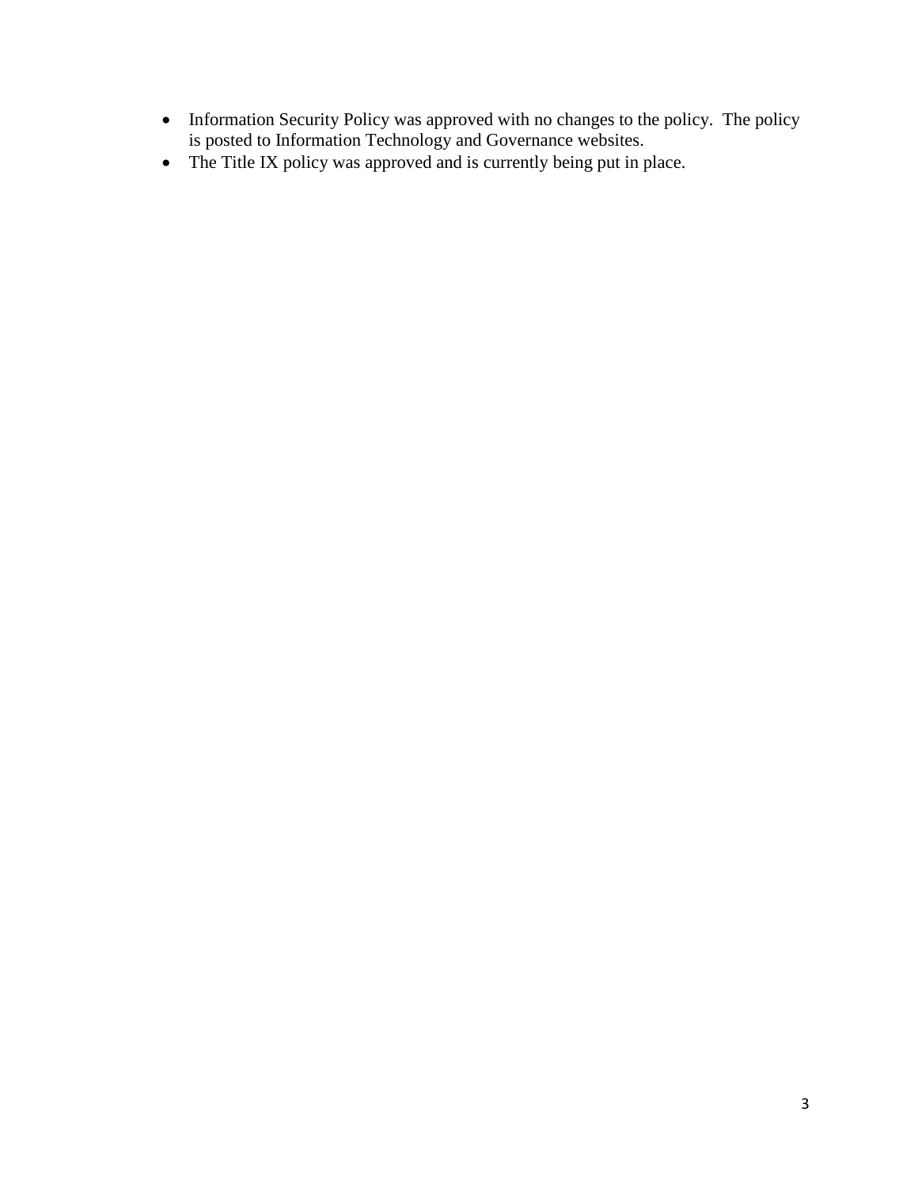- Information Security Policy was approved with no changes to the policy. The policy is posted to Information Technology and Governance websites.
- The Title IX policy was approved and is currently being put in place.